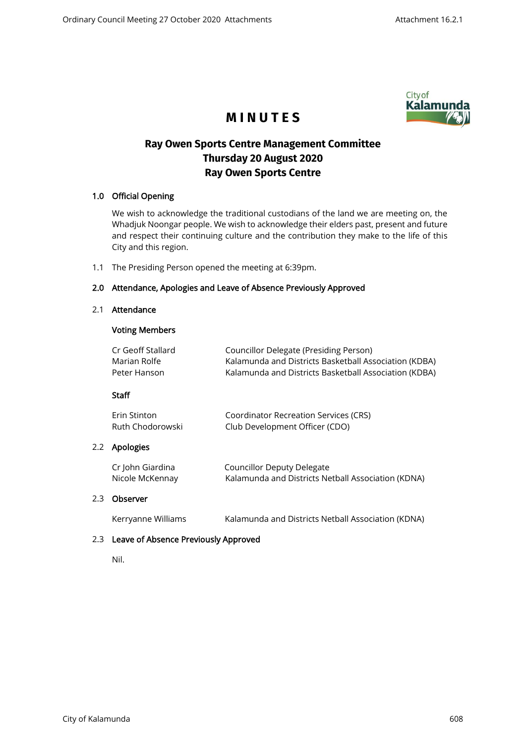# MINUTES

## Ray Owen Sports Centre Management Committee
## Thursday 20 August 2020
## Ray Owen Sports Centre

### 1.0 Official Opening

We wish to acknowledge the traditional custodians of the land we are meeting on, the Whadjuk Noongar people. We wish to acknowledge their elders past, present and future and respect their continuing culture and the contribution they make to the life of this City and this region.

1.1 The Presiding Person opened the meeting at 6:39pm.

### 2.0 Attendance, Apologies and Leave of Absence Previously Approved

#### 2.1 Attendance

**Voting Members**

| | |
|---|---|
| Cr Geoff Stallard | Councillor Delegate (Presiding Person) |
| Marian Rolfe | Kalamunda and Districts Basketball Association (KDBA) |
| Peter Hanson | Kalamunda and Districts Basketball Association (KDBA) |

**Staff**

| | |
|---|---|
| Erin Stinton | Coordinator Recreation Services (CRS) |
| Ruth Chodorowski | Club Development Officer (CDO) |

#### 2.2 Apologies

| | |
|---|---|
| Cr John Giardina | Councillor Deputy Delegate |
| Nicole McKennay | Kalamunda and Districts Netball Association (KDNA) |

#### 2.3 Observer

| | |
|---|---|
| Kerryanne Williams | Kalamunda and Districts Netball Association (KDNA) |

#### 2.3 Leave of Absence Previously Approved

Nil.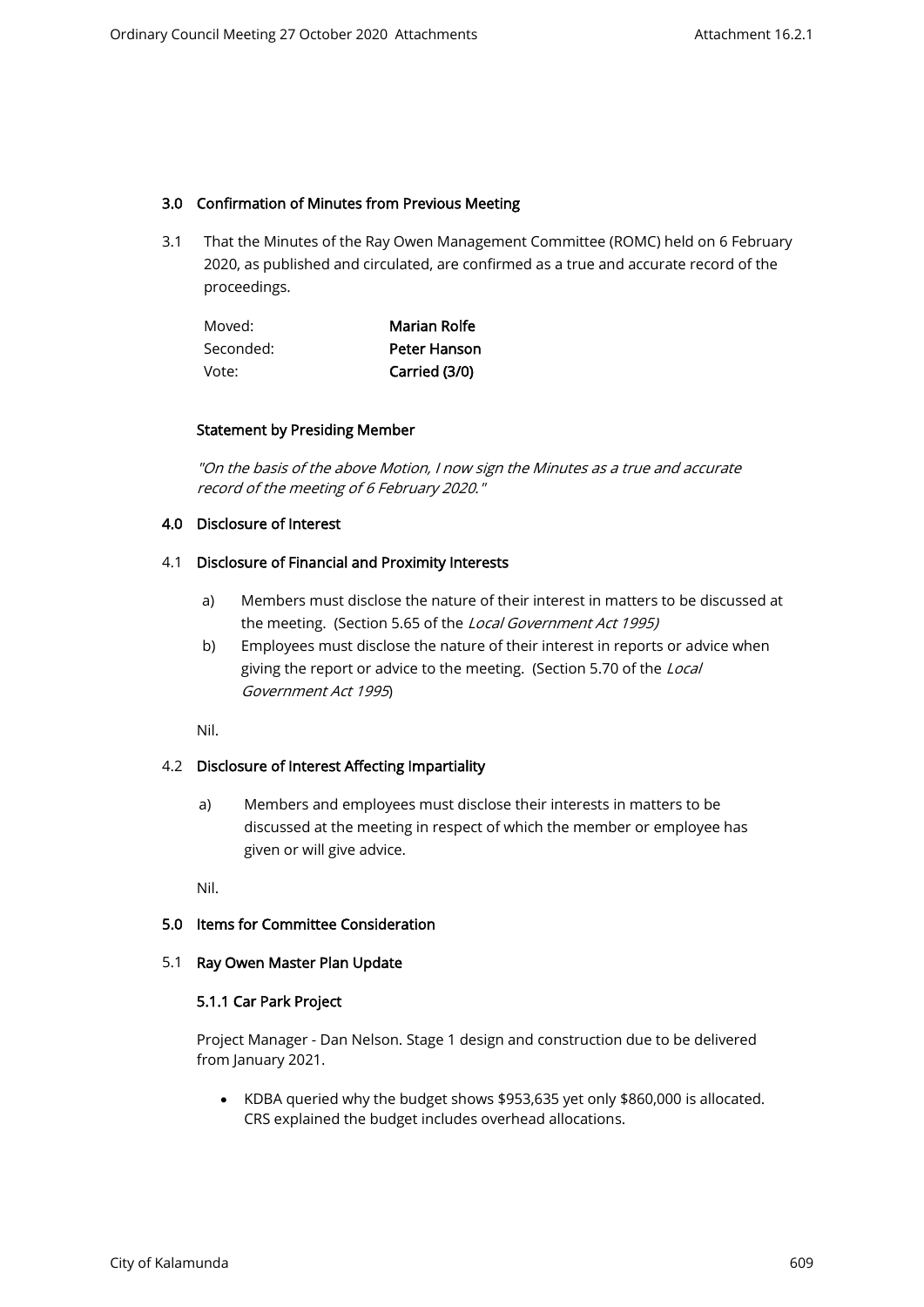## 3.0 Confirmation of Minutes from Previous Meeting

3.1 That the Minutes of the Ray Owen Management Committee (ROMC) held on 6 February 2020, as published and circulated, are confirmed as a true and accurate record of the proceedings.

| | |
|---|---|
| Moved: | **Marian Rolfe** |
| Seconded: | **Peter Hanson** |
| Vote: | **Carried (3/0)** |

**Statement by Presiding Member**

*"On the basis of the above Motion, I now sign the Minutes as a true and accurate record of the meeting of 6 February 2020."*

## 4.0 Disclosure of Interest

### 4.1 Disclosure of Financial and Proximity Interests

a) Members must disclose the nature of their interest in matters to be discussed at the meeting. (Section 5.65 of the *Local Government Act 1995)*

b) Employees must disclose the nature of their interest in reports or advice when giving the report or advice to the meeting. (Section 5.70 of the *Local Government Act 1995*)

Nil.

### 4.2 Disclosure of Interest Affecting Impartiality

a) Members and employees must disclose their interests in matters to be discussed at the meeting in respect of which the member or employee has given or will give advice.

Nil.

## 5.0 Items for Committee Consideration

### 5.1 Ray Owen Master Plan Update

#### 5.1.1 Car Park Project

Project Manager - Dan Nelson. Stage 1 design and construction due to be delivered from January 2021.

- KDBA queried why the budget shows $953,635 yet only $860,000 is allocated. CRS explained the budget includes overhead allocations.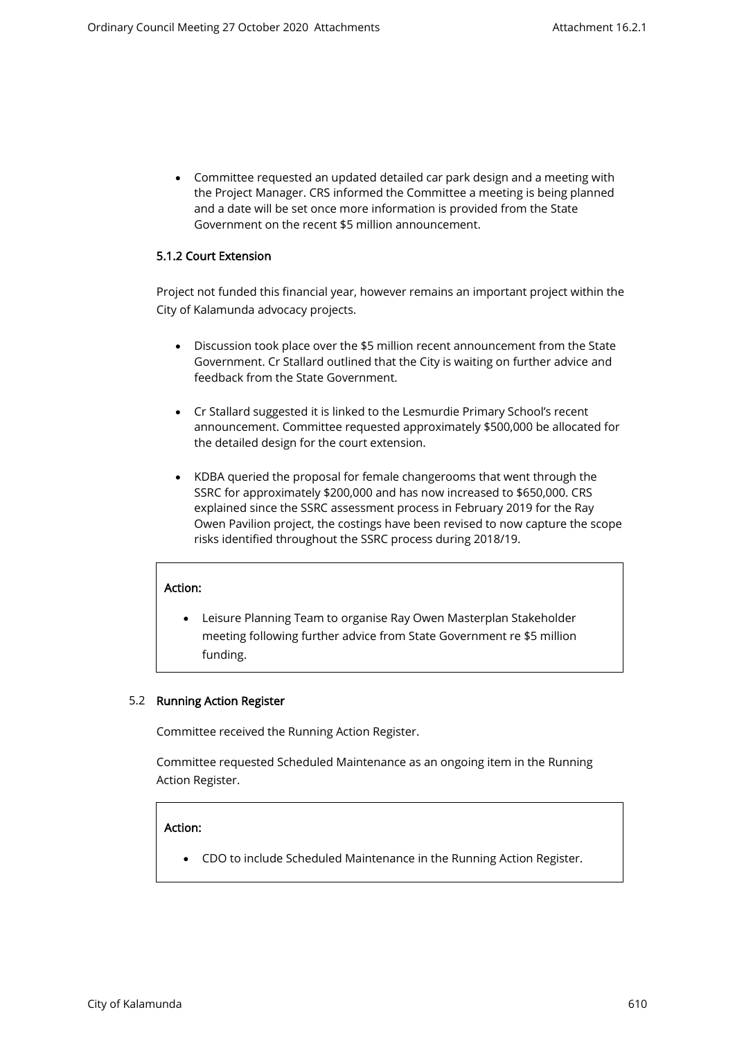- Committee requested an updated detailed car park design and a meeting with the Project Manager. CRS informed the Committee a meeting is being planned and a date will be set once more information is provided from the State Government on the recent $5 million announcement.

#### 5.1.2 Court Extension

Project not funded this financial year, however remains an important project within the City of Kalamunda advocacy projects.

- Discussion took place over the $5 million recent announcement from the State Government. Cr Stallard outlined that the City is waiting on further advice and feedback from the State Government.

- Cr Stallard suggested it is linked to the Lesmurdie Primary School's recent announcement. Committee requested approximately $500,000 be allocated for the detailed design for the court extension.

- KDBA queried the proposal for female changerooms that went through the SSRC for approximately $200,000 and has now increased to $650,000. CRS explained since the SSRC assessment process in February 2019 for the Ray Owen Pavilion project, the costings have been revised to now capture the scope risks identified throughout the SSRC process during 2018/19.

**Action:**

- Leisure Planning Team to organise Ray Owen Masterplan Stakeholder meeting following further advice from State Government re $5 million funding.

### 5.2 Running Action Register

Committee received the Running Action Register.

Committee requested Scheduled Maintenance as an ongoing item in the Running Action Register.

**Action:**

- CDO to include Scheduled Maintenance in the Running Action Register.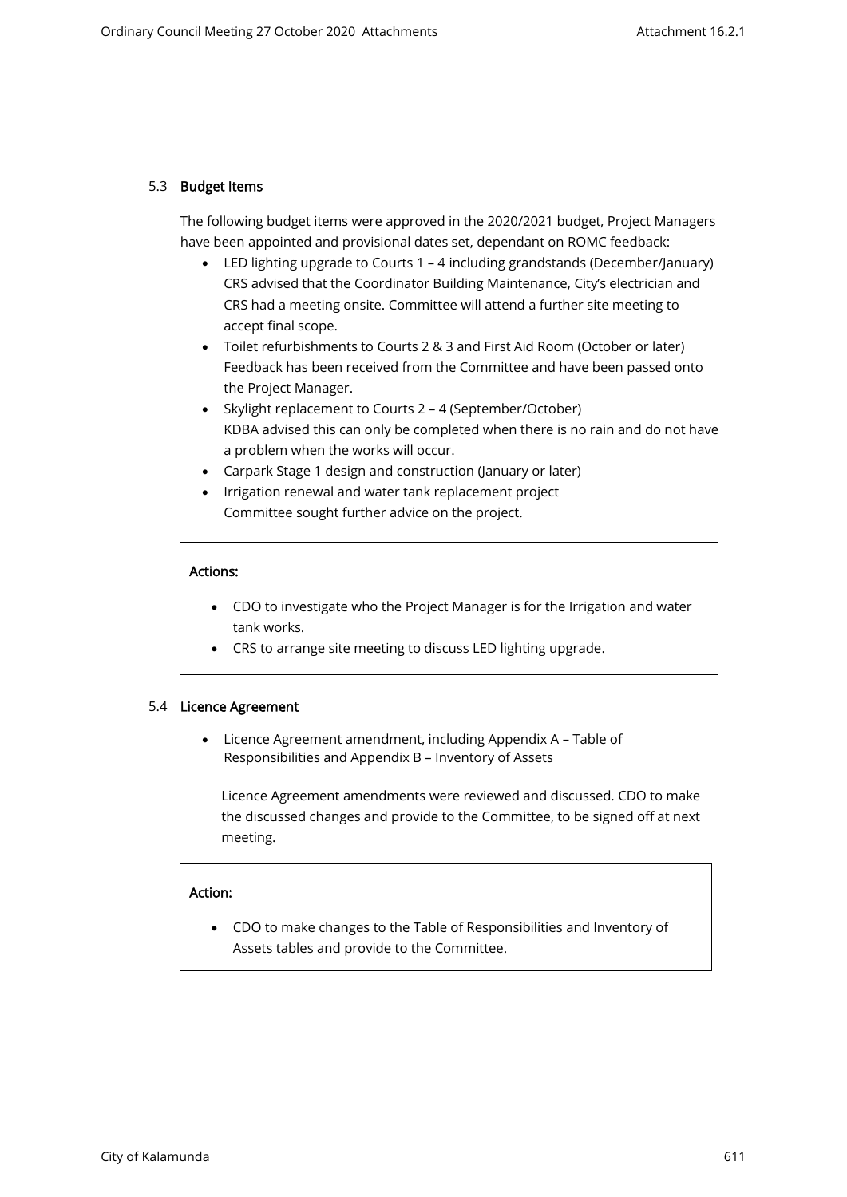### 5.3 Budget Items

The following budget items were approved in the 2020/2021 budget, Project Managers have been appointed and provisional dates set, dependant on ROMC feedback:

- LED lighting upgrade to Courts 1 – 4 including grandstands (December/January) CRS advised that the Coordinator Building Maintenance, City's electrician and CRS had a meeting onsite. Committee will attend a further site meeting to accept final scope.
- Toilet refurbishments to Courts 2 & 3 and First Aid Room (October or later) Feedback has been received from the Committee and have been passed onto the Project Manager.
- Skylight replacement to Courts 2 – 4 (September/October) KDBA advised this can only be completed when there is no rain and do not have a problem when the works will occur.
- Carpark Stage 1 design and construction (January or later)
- Irrigation renewal and water tank replacement project Committee sought further advice on the project.

**Actions:**

- CDO to investigate who the Project Manager is for the Irrigation and water tank works.
- CRS to arrange site meeting to discuss LED lighting upgrade.

### 5.4 Licence Agreement

- Licence Agreement amendment, including Appendix A – Table of Responsibilities and Appendix B – Inventory of Assets

Licence Agreement amendments were reviewed and discussed. CDO to make the discussed changes and provide to the Committee, to be signed off at next meeting.

**Action:**

- CDO to make changes to the Table of Responsibilities and Inventory of Assets tables and provide to the Committee.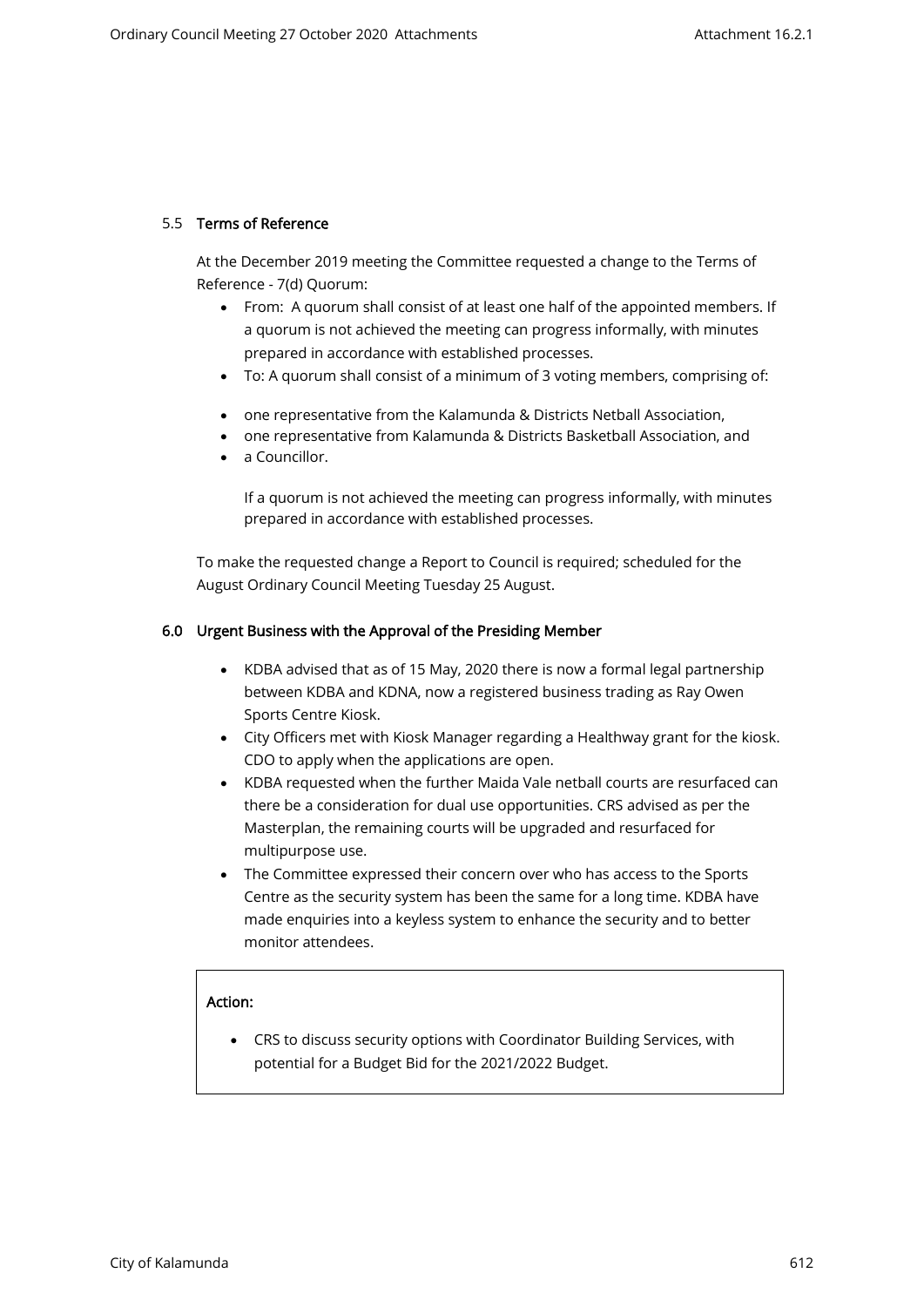### 5.5 Terms of Reference

At the December 2019 meeting the Committee requested a change to the Terms of Reference - 7(d) Quorum:

- From: A quorum shall consist of at least one half of the appointed members. If a quorum is not achieved the meeting can progress informally, with minutes prepared in accordance with established processes.
- To: A quorum shall consist of a minimum of 3 voting members, comprising of:
- one representative from the Kalamunda & Districts Netball Association,
- one representative from Kalamunda & Districts Basketball Association, and
- a Councillor.

  If a quorum is not achieved the meeting can progress informally, with minutes prepared in accordance with established processes.

To make the requested change a Report to Council is required; scheduled for the August Ordinary Council Meeting Tuesday 25 August.

## 6.0 Urgent Business with the Approval of the Presiding Member

- KDBA advised that as of 15 May, 2020 there is now a formal legal partnership between KDBA and KDNA, now a registered business trading as Ray Owen Sports Centre Kiosk.
- City Officers met with Kiosk Manager regarding a Healthway grant for the kiosk. CDO to apply when the applications are open.
- KDBA requested when the further Maida Vale netball courts are resurfaced can there be a consideration for dual use opportunities. CRS advised as per the Masterplan, the remaining courts will be upgraded and resurfaced for multipurpose use.
- The Committee expressed their concern over who has access to the Sports Centre as the security system has been the same for a long time. KDBA have made enquiries into a keyless system to enhance the security and to better monitor attendees.

**Action:**

- CRS to discuss security options with Coordinator Building Services, with potential for a Budget Bid for the 2021/2022 Budget.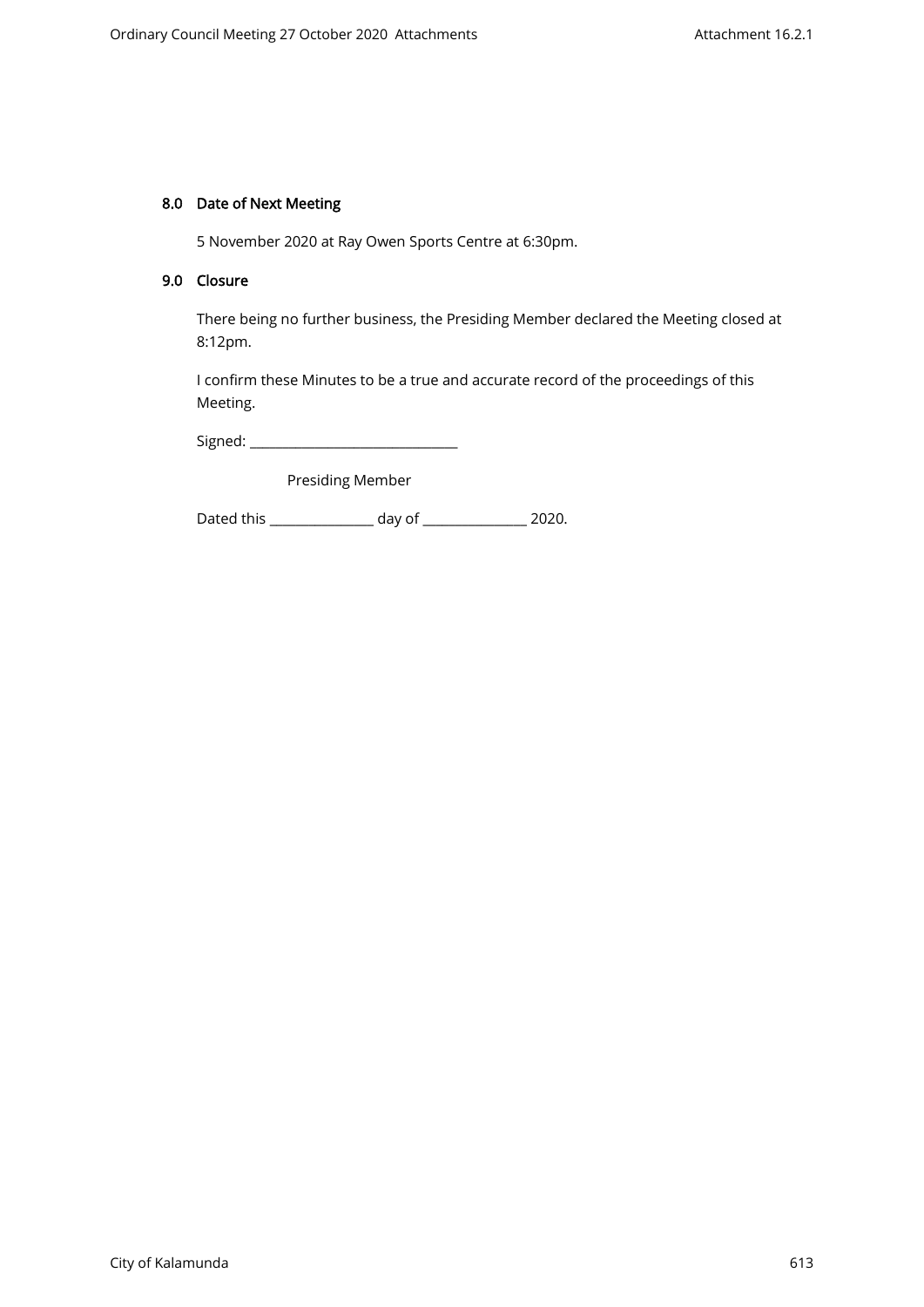## 8.0 Date of Next Meeting

5 November 2020 at Ray Owen Sports Centre at 6:30pm.

## 9.0 Closure

There being no further business, the Presiding Member declared the Meeting closed at 8:12pm.

I confirm these Minutes to be a true and accurate record of the proceedings of this Meeting.

Signed: ______________________________

Presiding Member

Dated this _______________ day of _______________ 2020.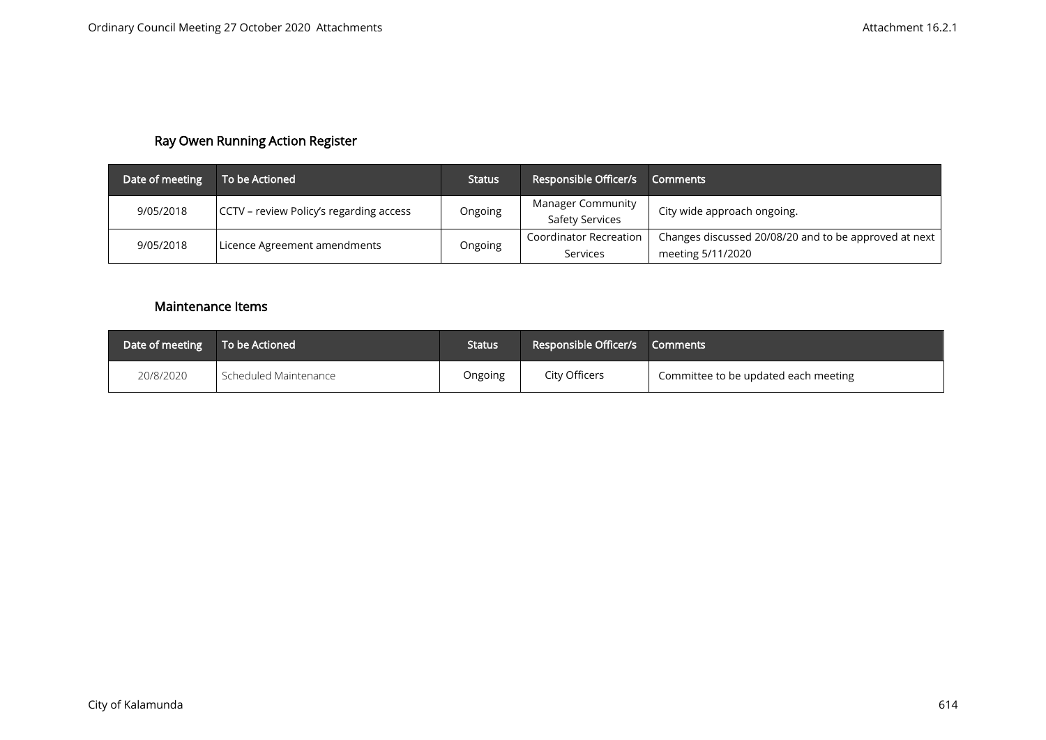## Ray Owen Running Action Register

| Date of meeting | To be Actioned | Status | Responsible Officer/s | Comments |
|---|---|---|---|---|
| 9/05/2018 | CCTV – review Policy's regarding access | Ongoing | Manager Community Safety Services | City wide approach ongoing. |
| 9/05/2018 | Licence Agreement amendments | Ongoing | Coordinator Recreation Services | Changes discussed 20/08/20 and to be approved at next meeting 5/11/2020 |

## Maintenance Items

| Date of meeting | To be Actioned | Status | Responsible Officer/s | Comments |
|---|---|---|---|---|
| 20/8/2020 | Scheduled Maintenance | Ongoing | City Officers | Committee to be updated each meeting |